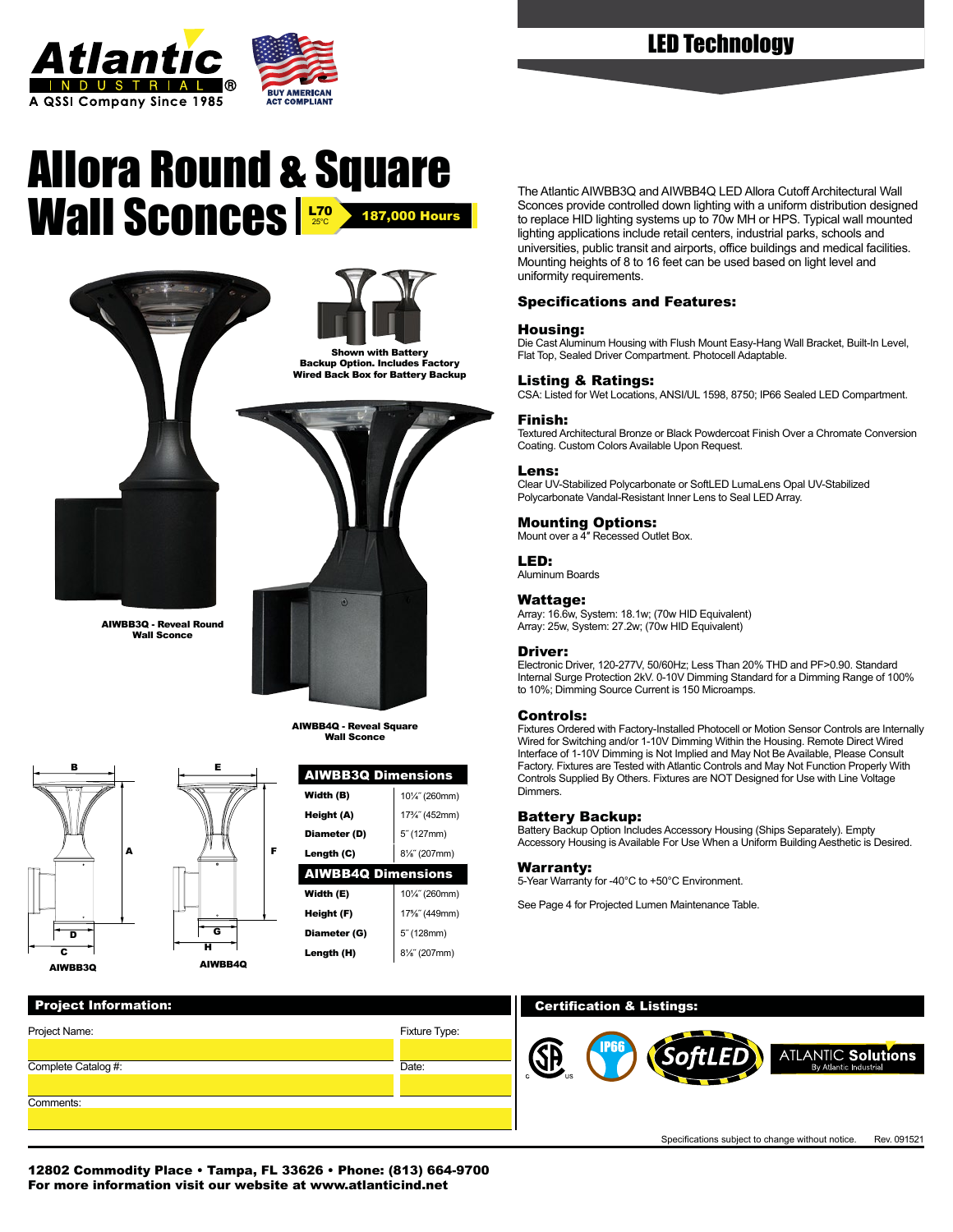Atlantic INDUSTRIAL® A QSSI Company Since 1985

BUY AMERICAN ACT COMPLIANT

# LED Technology

# Allora Round & Square Wall Sconces

L70 25°C | 187,000 Hours

Shown with Battery Backup Option. Includes Factory Wired Back Box for Battery Backup

AIWBB3Q - Reveal Round Wall Sconce

AIWBB4Q - Reveal Square Wall Sconce

AIWBB3Q

AIWBB4Q

| AIWBB3Q Dimensions | |
|---|---|
| Width (B) | 10¼" (260mm) |
| Height (A) | 17¾" (452mm) |
| Diameter (D) | 5" (127mm) |
| Length (C) | 8⅛" (207mm) |

| AIWBB4Q Dimensions | |
|---|---|
| Width (E) | 10¼" (260mm) |
| Height (F) | 17⅝" (449mm) |
| Diameter (G) | 5" (128mm) |
| Length (H) | 8⅛" (207mm) |

The Atlantic AIWBB3Q and AIWBB4Q LED Allora Cutoff Architectural Wall Sconces provide controlled down lighting with a uniform distribution designed to replace HID lighting systems up to 70w MH or HPS. Typical wall mounted lighting applications include retail centers, industrial parks, schools and universities, public transit and airports, office buildings and medical facilities. Mounting heights of 8 to 16 feet can be used based on light level and uniformity requirements.

## Specifications and Features:

### Housing:
Die Cast Aluminum Housing with Flush Mount Easy-Hang Wall Bracket, Built-In Level, Flat Top, Sealed Driver Compartment. Photocell Adaptable.

### Listing & Ratings:
CSA: Listed for Wet Locations, ANSI/UL 1598, 8750; IP66 Sealed LED Compartment.

### Finish:
Textured Architectural Bronze or Black Powdercoat Finish Over a Chromate Conversion Coating. Custom Colors Available Upon Request.

### Lens:
Clear UV-Stabilized Polycarbonate or SoftLED LumaLens Opal UV-Stabilized Polycarbonate Vandal-Resistant Inner Lens to Seal LED Array.

### Mounting Options:
Mount over a 4" Recessed Outlet Box.

### LED:
Aluminum Boards

### Wattage:
Array: 16.6w, System: 18.1w; (70w HID Equivalent)
Array: 25w, System: 27.2w; (70w HID Equivalent)

### Driver:
Electronic Driver, 120-277V, 50/60Hz; Less Than 20% THD and PF>0.90. Standard Internal Surge Protection 2kV. 0-10V Dimming Standard for a Dimming Range of 100% to 10%; Dimming Source Current is 150 Microamps.

### Controls:
Fixtures Ordered with Factory-Installed Photocell or Motion Sensor Controls are Internally Wired for Switching and/or 1-10V Dimming Within the Housing. Remote Direct Wired Interface of 1-10V Dimming is Not Implied and May Not Be Available, Please Consult Factory. Fixtures are Tested with Atlantic Controls and May Not Function Properly With Controls Supplied By Others. Fixtures are NOT Designed for Use with Line Voltage Dimmers.

### Battery Backup:
Battery Backup Option Includes Accessory Housing (Ships Separately). Empty Accessory Housing is Available For Use When a Uniform Building Aesthetic is Desired.

### Warranty:
5-Year Warranty for -40°C to +50°C Environment.

See Page 4 for Projected Lumen Maintenance Table.

## Project Information:

| Project Name: | Fixture Type: |
|---|---|
| Complete Catalog #: | Date: |
| Comments: | |

## Certification & Listings:

CSA C US · IP66 · SoftLED · ATLANTIC Solutions By Atlantic Industrial

Specifications subject to change without notice. Rev. 091521

**12802 Commodity Place • Tampa, FL 33626 • Phone: (813) 664-9700**
**For more information visit our website at www.atlanticind.net**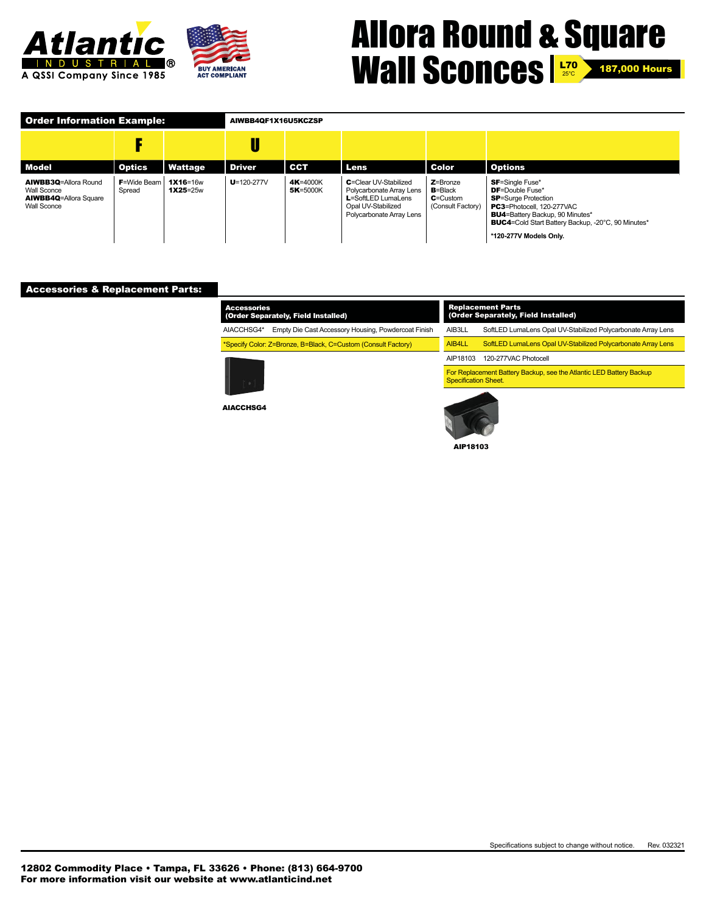# Allora Round & Square Wall Sconces

L70 25°C 187,000 Hours

## Order Information Example: AIWBB4QF1X16U5KCZSP

| Model | Optics | Wattage | Driver | CCT | Lens | Color | Options |
|---|---|---|---|---|---|---|---|
| | F | | U | | | | |
| **AIWBB3Q**=Allora Round Wall Sconce<br>**AIWBB4Q**=Allora Square Wall Sconce | **F**=Wide Beam Spread | **1X16**=16w<br>**1X25**=25w | **U**=120-277V | **4K**=4000K<br>**5K**=5000K | **C**=Clear UV-Stabilized Polycarbonate Array Lens<br>**L**=SoftLED LumaLens Opal UV-Stabilized Polycarbonate Array Lens | **Z**=Bronze<br>**B**=Black<br>**C**=Custom (Consult Factory) | **SF**=Single Fuse*<br>**DF**=Double Fuse*<br>**SP**=Surge Protection<br>**PC3**=Photocell, 120-277VAC<br>**BU4**=Battery Backup, 90 Minutes*<br>**BUC4**=Cold Start Battery Backup, -20°C, 90 Minutes*<br><br>***120-277V Models Only.** |

## Accessories & Replacement Parts:

| Accessories (Order Separately, Field Installed) | |
|---|---|
| AIACCHSG4* | Empty Die Cast Accessory Housing, Powdercoat Finish |
| *Specify Color: Z=Bronze, B=Black, C=Custom (Consult Factory) | |

**AIACCHSG4**

| Replacement Parts (Order Separately, Field Installed) | |
|---|---|
| AIB3LL | SoftLED LumaLens Opal UV-Stabilized Polycarbonate Array Lens |
| AIB4LL | SoftLED LumaLens Opal UV-Stabilized Polycarbonate Array Lens |
| AIP18103 | 120-277VAC Photocell |
| For Replacement Battery Backup, see the Atlantic LED Battery Backup Specification Sheet. | |

**AIP18103**

Specifications subject to change without notice. Rev. 032321

**12802 Commodity Place • Tampa, FL 33626 • Phone: (813) 664-9700**
**For more information visit our website at www.atlanticind.net**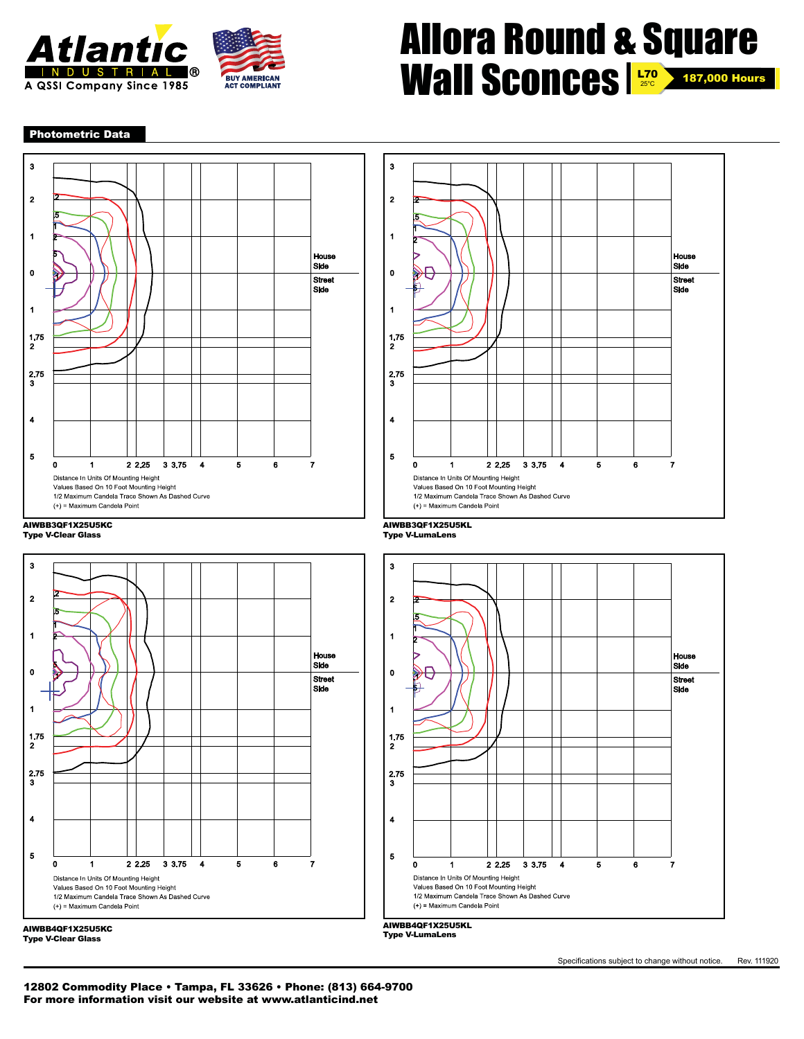# Allora Round & Square Wall Sconces

L70 25°C 187,000 Hours

Atlantic INDUSTRIAL® A QSSI Company Since 1985

BUY AMERICAN ACT COMPLIANT

## Photometric Data

Distance In Units Of Mounting Height
Values Based On 10 Foot Mounting Height
1/2 Maximum Candela Trace Shown As Dashed Curve
(+) = Maximum Candela Point

**AIWBB3QF1X25U5KC**
**Type V-Clear Glass**

Distance In Units Of Mounting Height
Values Based On 10 Foot Mounting Height
1/2 Maximum Candela Trace Shown As Dashed Curve
(+) = Maximum Candela Point

**AIWBB3QF1X25U5KL**
**Type V-LumaLens**

Distance In Units Of Mounting Height
Values Based On 10 Foot Mounting Height
1/2 Maximum Candela Trace Shown As Dashed Curve
(+) = Maximum Candela Point

**AIWBB4QF1X25U5KC**
**Type V-Clear Glass**

Distance In Units Of Mounting Height
Values Based On 10 Foot Mounting Height
1/2 Maximum Candela Trace Shown As Dashed Curve
(+) = Maximum Candela Point

**AIWBB4QF1X25U5KL**
**Type V-LumaLens**

Specifications subject to change without notice. Rev. 111920

**12802 Commodity Place • Tampa, FL 33626 • Phone: (813) 664-9700**
**For more information visit our website at www.atlanticind.net**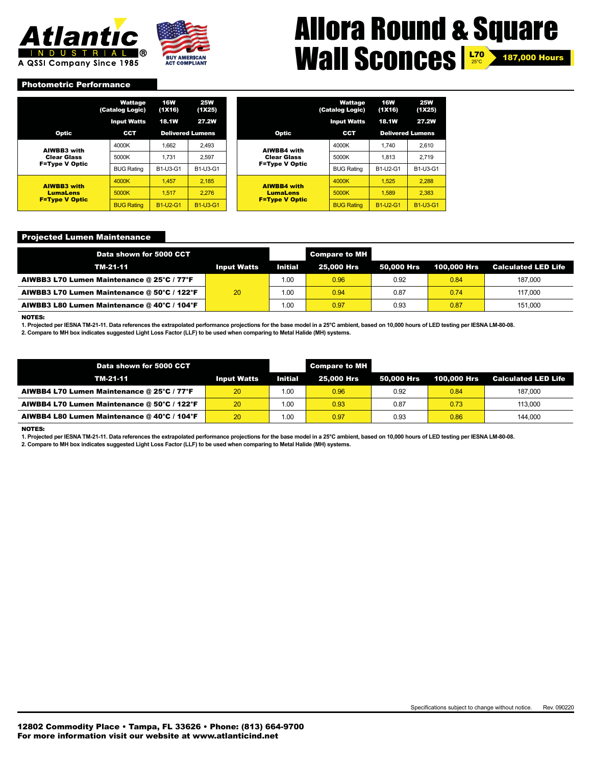Atlantic INDUSTRIAL®
A QSSI Company Since 1985

BUY AMERICAN ACT COMPLIANT

# Allora Round & Square Wall Sconces

L70 25°C 187,000 Hours

## Photometric Performance

| Optic | Wattage (Catalog Logic) | 16W (1X16) | 25W (1X25) |
|---|---|---|---|
| | Input Watts | 18.1W | 27.2W |
| | CCT | Delivered Lumens | |
| AIWBB3 with Clear Glass F=Type V Optic | 4000K | 1,662 | 2,493 |
| | 5000K | 1,731 | 2,597 |
| | BUG Rating | B1-U3-G1 | B1-U3-G1 |
| AIWBB3 with LumaLens F=Type V Optic | 4000K | 1,457 | 2,185 |
| | 5000K | 1,517 | 2,276 |
| | BUG Rating | B1-U2-G1 | B1-U3-G1 |

| Optic | Wattage (Catalog Logic) | 16W (1X16) | 25W (1X25) |
|---|---|---|---|
| | Input Watts | 18.1W | 27.2W |
| | CCT | Delivered Lumens | |
| AIWBB4 with Clear Glass F=Type V Optic | 4000K | 1,740 | 2,610 |
| | 5000K | 1,813 | 2,719 |
| | BUG Rating | B1-U2-G1 | B1-U3-G1 |
| AIWBB4 with LumaLens F=Type V Optic | 4000K | 1,525 | 2,288 |
| | 5000K | 1,589 | 2,383 |
| | BUG Rating | B1-U2-G1 | B1-U3-G1 |

## Projected Lumen Maintenance

| Data shown for 5000 CCT | | | Compare to MH | | | |
|---|---|---|---|---|---|---|
| TM-21-11 | Input Watts | Initial | 25,000 Hrs | 50,000 Hrs | 100,000 Hrs | Calculated LED Life |
| AIWBB3 L70 Lumen Maintenance @ 25°C / 77°F | 20 | 1.00 | 0.96 | 0.92 | 0.84 | 187,000 |
| AIWBB3 L70 Lumen Maintenance @ 50°C / 122°F | | 1.00 | 0.94 | 0.87 | 0.74 | 117,000 |
| AIWBB3 L80 Lumen Maintenance @ 40°C / 104°F | | 1.00 | 0.97 | 0.93 | 0.87 | 151,000 |

**NOTES:**
1. Projected per IESNA TM-21-11. Data references the extrapolated performance projections for the base model in a 25°C ambient, based on 10,000 hours of LED testing per IESNA LM-80-08.
2. Compare to MH box indicates suggested Light Loss Factor (LLF) to be used when comparing to Metal Halide (MH) systems.

| Data shown for 5000 CCT | | | Compare to MH | | | |
|---|---|---|---|---|---|---|
| TM-21-11 | Input Watts | Initial | 25,000 Hrs | 50,000 Hrs | 100,000 Hrs | Calculated LED Life |
| AIWBB4 L70 Lumen Maintenance @ 25°C / 77°F | 20 | 1.00 | 0.96 | 0.92 | 0.84 | 187,000 |
| AIWBB4 L70 Lumen Maintenance @ 50°C / 122°F | 20 | 1.00 | 0.93 | 0.87 | 0.73 | 113,000 |
| AIWBB4 L80 Lumen Maintenance @ 40°C / 104°F | 20 | 1.00 | 0.97 | 0.93 | 0.86 | 144,000 |

**NOTES:**
1. Projected per IESNA TM-21-11. Data references the extrapolated performance projections for the base model in a 25°C ambient, based on 10,000 hours of LED testing per IESNA LM-80-08.
2. Compare to MH box indicates suggested Light Loss Factor (LLF) to be used when comparing to Metal Halide (MH) systems.

Specifications subject to change without notice. Rev. 090220

**12802 Commodity Place • Tampa, FL 33626 • Phone: (813) 664-9700**
**For more information visit our website at www.atlanticind.net**